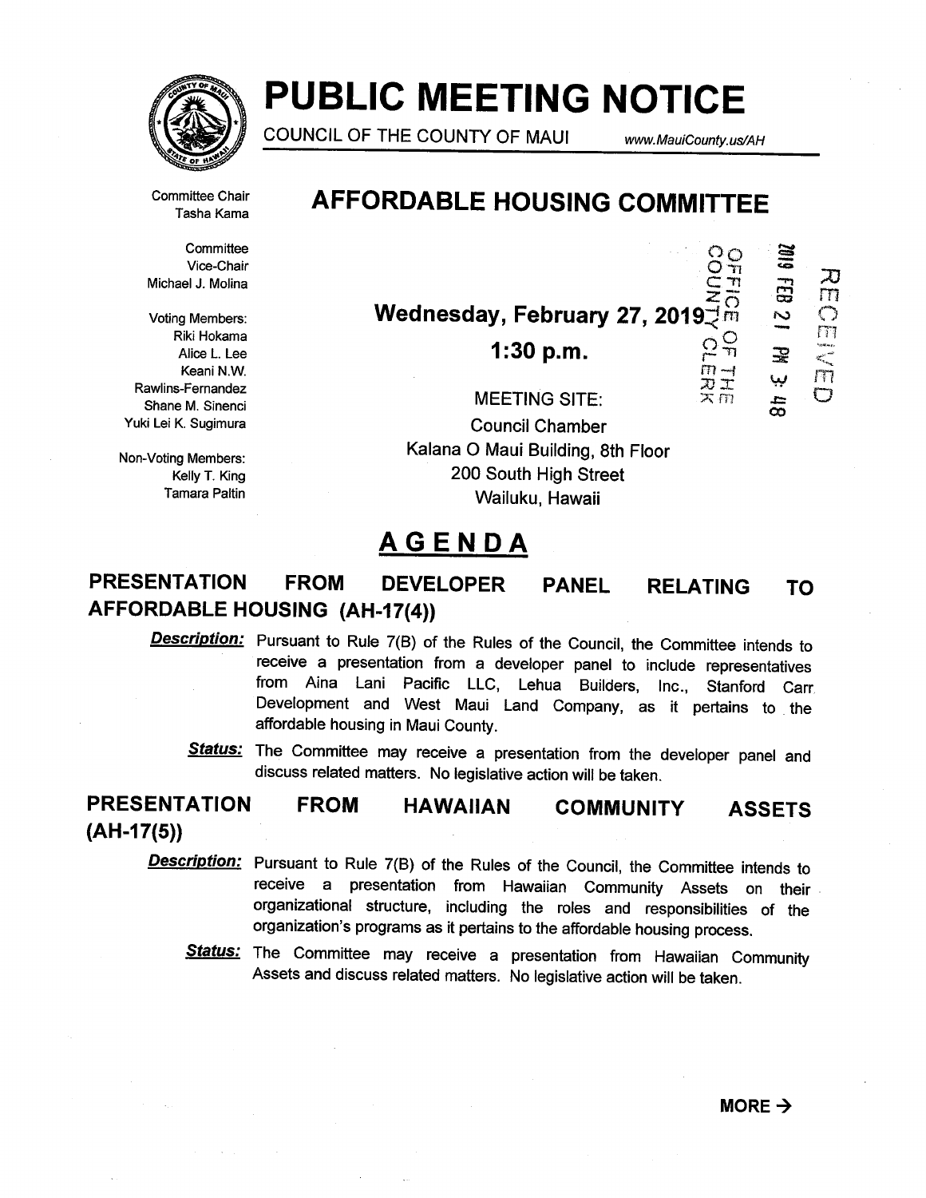# PUBLIC MEETING NOTICE

COUNCIL OF THE COUNTY OF MAUI www.MauiCounty.us/AH

Committee Chair
Tasha Kama

Committee
Vice-Chair
Michael J. Molina

Voting Members:
Riki Hokama
Alice L. Lee
Keani N.W. Rawlins-Fernandez
Shane M. Sinenci
Yuki Lei K. Sugimura

Non-Voting Members:
Kelly T. King
Tamara Paltin

## AFFORDABLE HOUSING COMMITTEE

OFFICE OF THE COUNTY CLERK
2019 FEB 21 PM 3:48
RECEIVED

**Wednesday, February 27, 2019**

**1:30 p.m.**

MEETING SITE:
Council Chamber
Kalana O Maui Building, 8th Floor
200 South High Street
Wailuku, Hawaii

## AGENDA

### PRESENTATION FROM DEVELOPER PANEL RELATING TO AFFORDABLE HOUSING (AH-17(4))

***Description:*** Pursuant to Rule 7(B) of the Rules of the Council, the Committee intends to receive a presentation from a developer panel to include representatives from Aina Lani Pacific LLC, Lehua Builders, Inc., Stanford Carr Development and West Maui Land Company, as it pertains to the affordable housing in Maui County.

***Status:*** The Committee may receive a presentation from the developer panel and discuss related matters. No legislative action will be taken.

### PRESENTATION FROM HAWAIIAN COMMUNITY ASSETS (AH-17(5))

***Description:*** Pursuant to Rule 7(B) of the Rules of the Council, the Committee intends to receive a presentation from Hawaiian Community Assets on their organizational structure, including the roles and responsibilities of the organization's programs as it pertains to the affordable housing process.

***Status:*** The Committee may receive a presentation from Hawaiian Community Assets and discuss related matters. No legislative action will be taken.

**MORE →**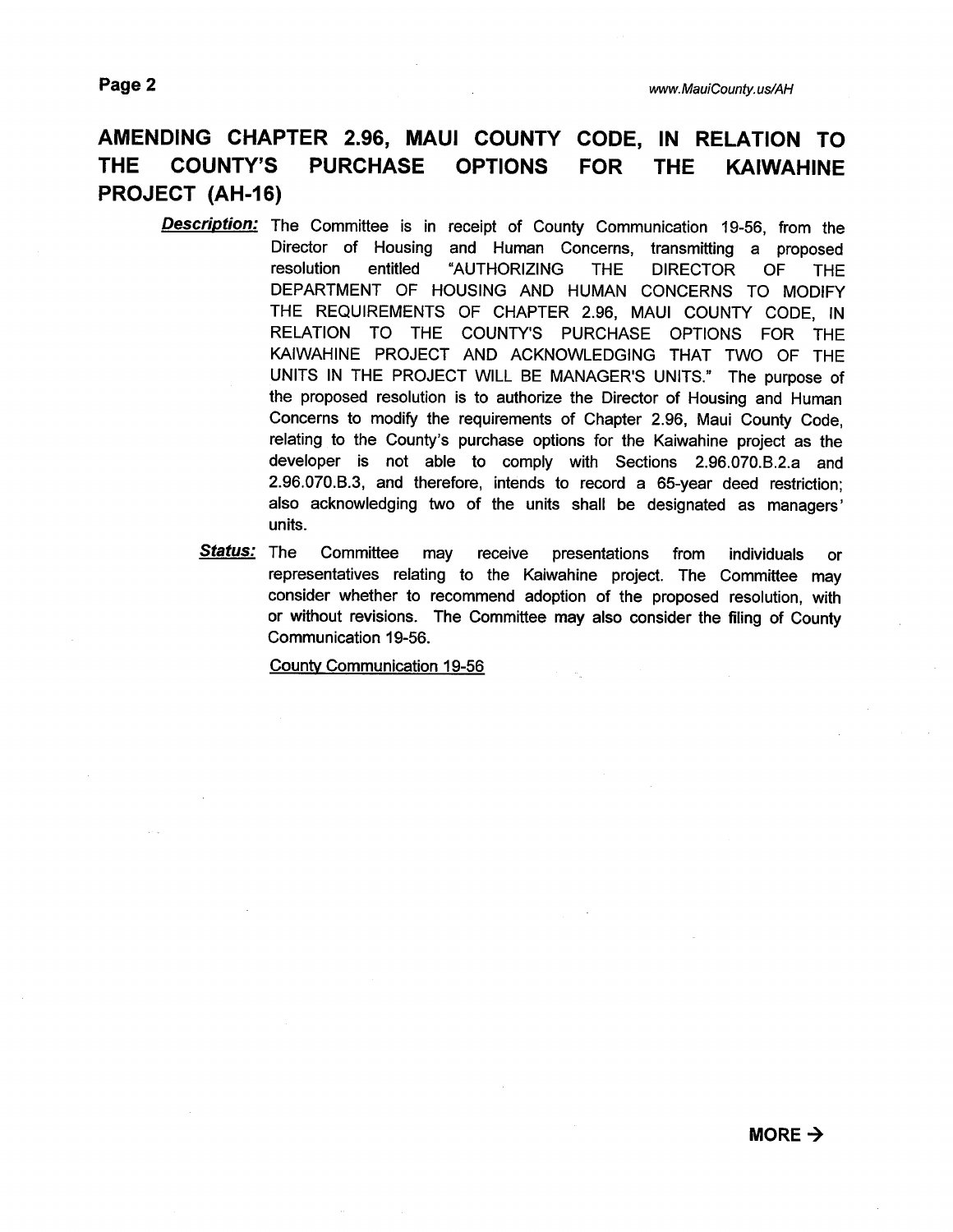## AMENDING CHAPTER 2.96, MAUI COUNTY CODE, IN RELATION TO THE COUNTY'S PURCHASE OPTIONS FOR THE KAIWAHINE PROJECT (AH-16)

***Description:*** The Committee is in receipt of County Communication 19-56, from the Director of Housing and Human Concerns, transmitting a proposed resolution entitled "AUTHORIZING THE DIRECTOR OF THE DEPARTMENT OF HOUSING AND HUMAN CONCERNS TO MODIFY THE REQUIREMENTS OF CHAPTER 2.96, MAUI COUNTY CODE, IN RELATION TO THE COUNTY'S PURCHASE OPTIONS FOR THE KAIWAHINE PROJECT AND ACKNOWLEDGING THAT TWO OF THE UNITS IN THE PROJECT WILL BE MANAGER'S UNITS." The purpose of the proposed resolution is to authorize the Director of Housing and Human Concerns to modify the requirements of Chapter 2.96, Maui County Code, relating to the County's purchase options for the Kaiwahine project as the developer is not able to comply with Sections 2.96.070.B.2.a and 2.96.070.B.3, and therefore, intends to record a 65-year deed restriction; also acknowledging two of the units shall be designated as managers' units.

***Status:*** The Committee may receive presentations from individuals or representatives relating to the Kaiwahine project. The Committee may consider whether to recommend adoption of the proposed resolution, with or without revisions. The Committee may also consider the filing of County Communication 19-56.

County Communication 19-56

**MORE →**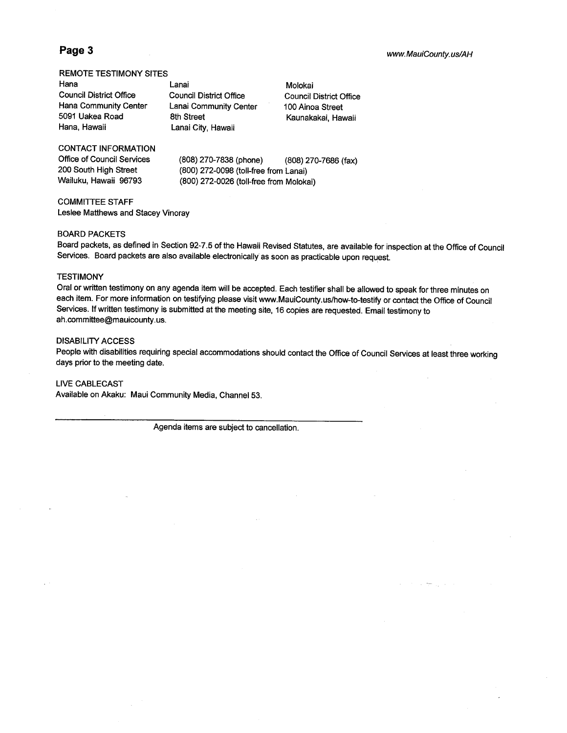REMOTE TESTIMONY SITES

| Hana | Lanai | Molokai |
| --- | --- | --- |
| Council District Office | Council District Office | Council District Office |
| Hana Community Center | Lanai Community Center | 100 Ainoa Street |
| 5091 Uakea Road | 8th Street | Kaunakakai, Hawaii |
| Hana, Hawaii | Lanai City, Hawaii | |

CONTACT INFORMATION

| | | |
| --- | --- | --- |
| Office of Council Services | (808) 270-7838 (phone) | (808) 270-7686 (fax) |
| 200 South High Street | (800) 272-0098 (toll-free from Lanai) | |
| Wailuku, Hawaii 96793 | (800) 272-0026 (toll-free from Molokai) | |

COMMITTEE STAFF

Leslee Matthews and Stacey Vinoray

BOARD PACKETS

Board packets, as defined in Section 92-7.5 of the Hawaii Revised Statutes, are available for inspection at the Office of Council Services. Board packets are also available electronically as soon as practicable upon request.

TESTIMONY

Oral or written testimony on any agenda item will be accepted. Each testifier shall be allowed to speak for three minutes on each item. For more information on testifying please visit www.MauiCounty.us/how-to-testify or contact the Office of Council Services. If written testimony is submitted at the meeting site, 16 copies are requested. Email testimony to ah.committee@mauicounty.us.

DISABILITY ACCESS

People with disabilities requiring special accommodations should contact the Office of Council Services at least three working days prior to the meeting date.

LIVE CABLECAST

Available on Akaku: Maui Community Media, Channel 53.

---

Agenda items are subject to cancellation.